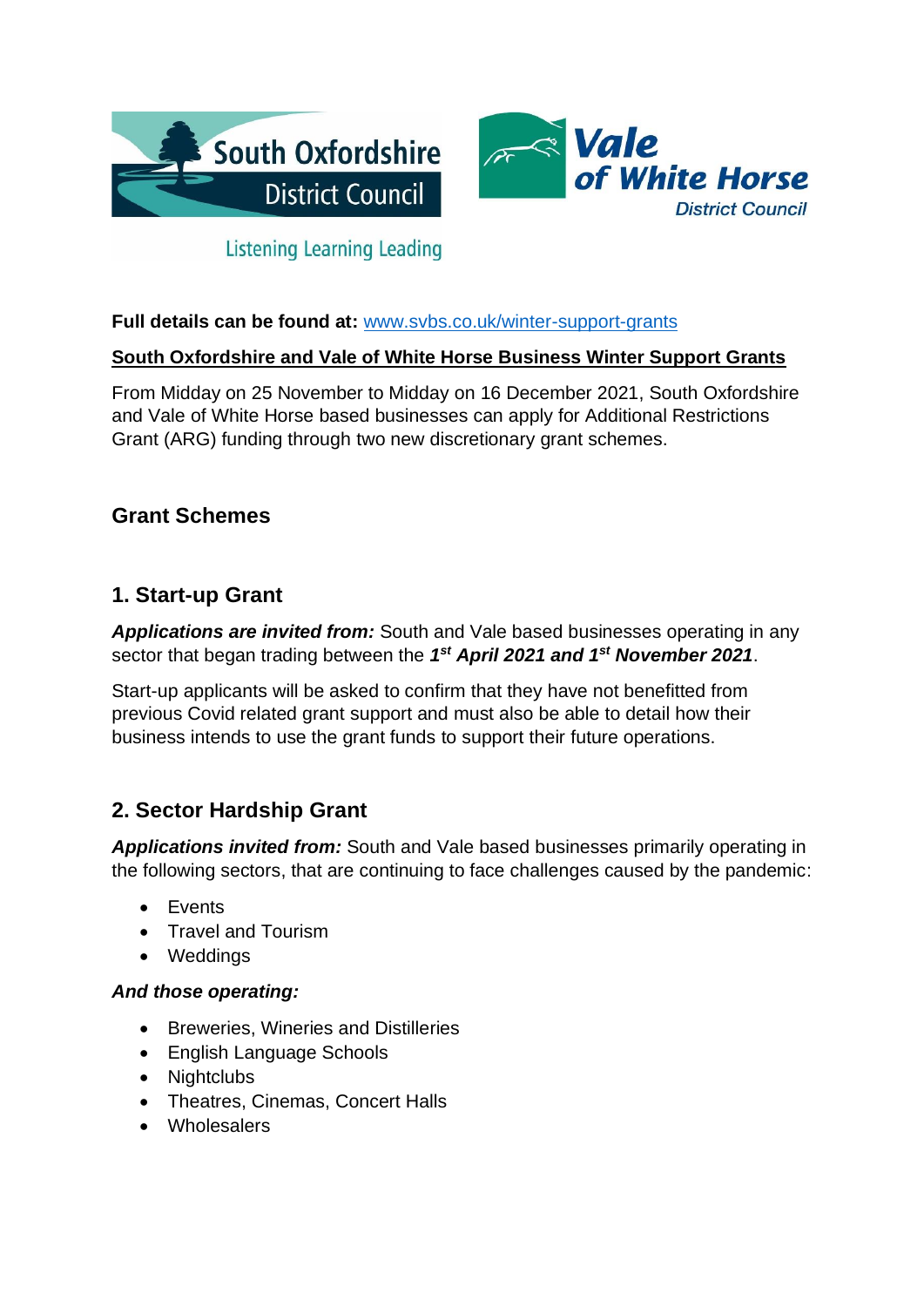South Oxfordshire District Council

Listening Learning Leading

Vale of White Horse District Council

**Full details can be found at:** [www.svbs.co.uk/winter-support-grants](www.svbs.co.uk/winter-support-grants)

**South Oxfordshire and Vale of White Horse Business Winter Support Grants**

From Midday on 25 November to Midday on 16 December 2021, South Oxfordshire and Vale of White Horse based businesses can apply for Additional Restrictions Grant (ARG) funding through two new discretionary grant schemes.

## Grant Schemes

### 1. Start-up Grant

***Applications are invited from:*** South and Vale based businesses operating in any sector that began trading between the ***1st April 2021 and 1st November 2021***.

Start-up applicants will be asked to confirm that they have not benefitted from previous Covid related grant support and must also be able to detail how their business intends to use the grant funds to support their future operations.

### 2. Sector Hardship Grant

***Applications invited from:*** South and Vale based businesses primarily operating in the following sectors, that are continuing to face challenges caused by the pandemic:

- Events
- Travel and Tourism
- Weddings

***And those operating:***

- Breweries, Wineries and Distilleries
- English Language Schools
- Nightclubs
- Theatres, Cinemas, Concert Halls
- Wholesalers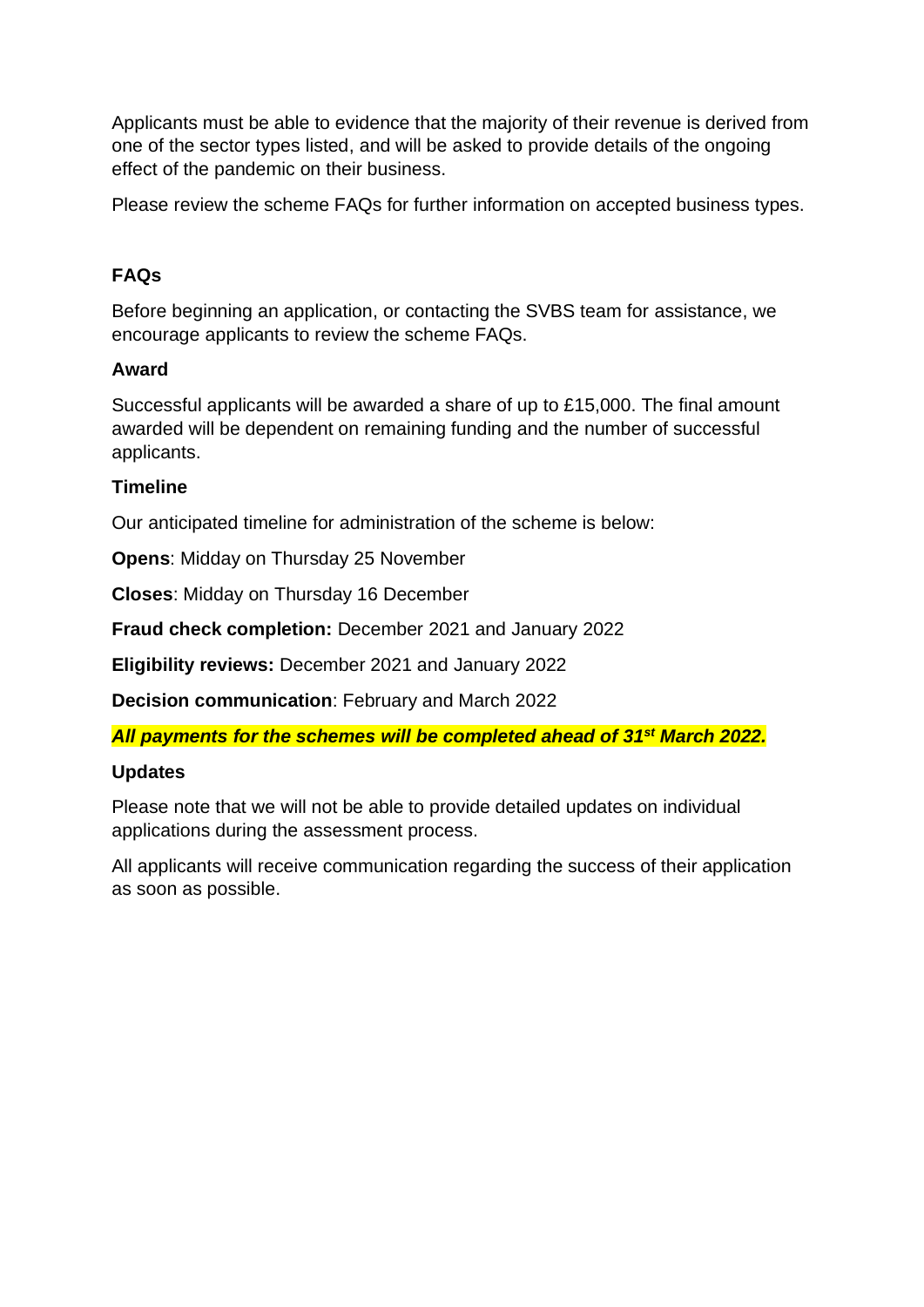Applicants must be able to evidence that the majority of their revenue is derived from one of the sector types listed, and will be asked to provide details of the ongoing effect of the pandemic on their business.

Please review the scheme FAQs for further information on accepted business types.

## FAQs

Before beginning an application, or contacting the SVBS team for assistance, we encourage applicants to review the scheme FAQs.

### Award

Successful applicants will be awarded a share of up to £15,000. The final amount awarded will be dependent on remaining funding and the number of successful applicants.

### Timeline

Our anticipated timeline for administration of the scheme is below:

**Opens**: Midday on Thursday 25 November

**Closes**: Midday on Thursday 16 December

**Fraud check completion:** December 2021 and January 2022

**Eligibility reviews:** December 2021 and January 2022

**Decision communication**: February and March 2022

***All payments for the schemes will be completed ahead of 31st March 2022.***

### Updates

Please note that we will not be able to provide detailed updates on individual applications during the assessment process.

All applicants will receive communication regarding the success of their application as soon as possible.